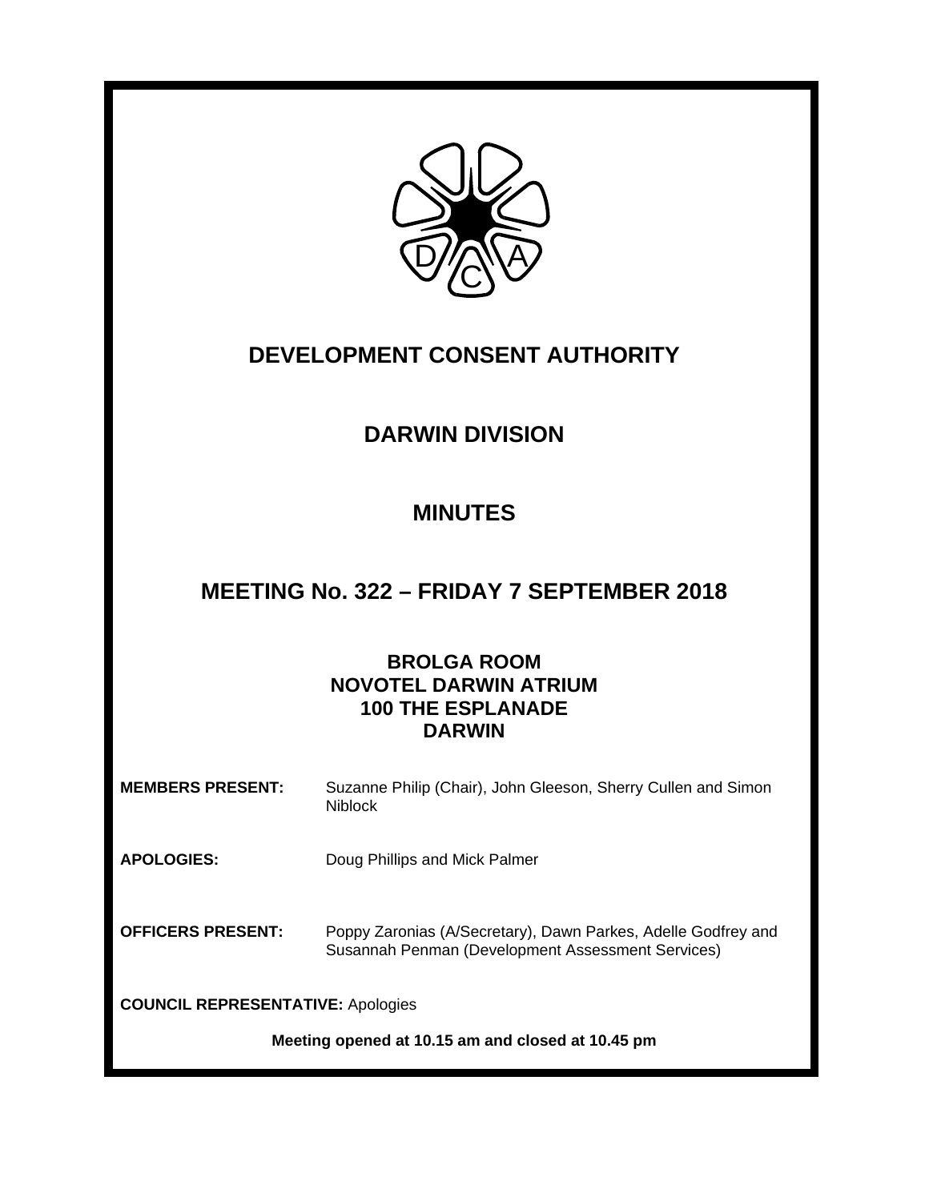# DEVELOPMENT CONSENT AUTHORITY

## DARWIN DIVISION

## MINUTES

## MEETING No. 322 – FRIDAY 7 SEPTEMBER 2018

**BROLGA ROOM**
**NOVOTEL DARWIN ATRIUM**
**100 THE ESPLANADE**
**DARWIN**

**MEMBERS PRESENT:** Suzanne Philip (Chair), John Gleeson, Sherry Cullen and Simon Niblock

**APOLOGIES:** Doug Phillips and Mick Palmer

**OFFICERS PRESENT:** Poppy Zaronias (A/Secretary), Dawn Parkes, Adelle Godfrey and Susannah Penman (Development Assessment Services)

**COUNCIL REPRESENTATIVE:** Apologies

**Meeting opened at 10.15 am and closed at 10.45 pm**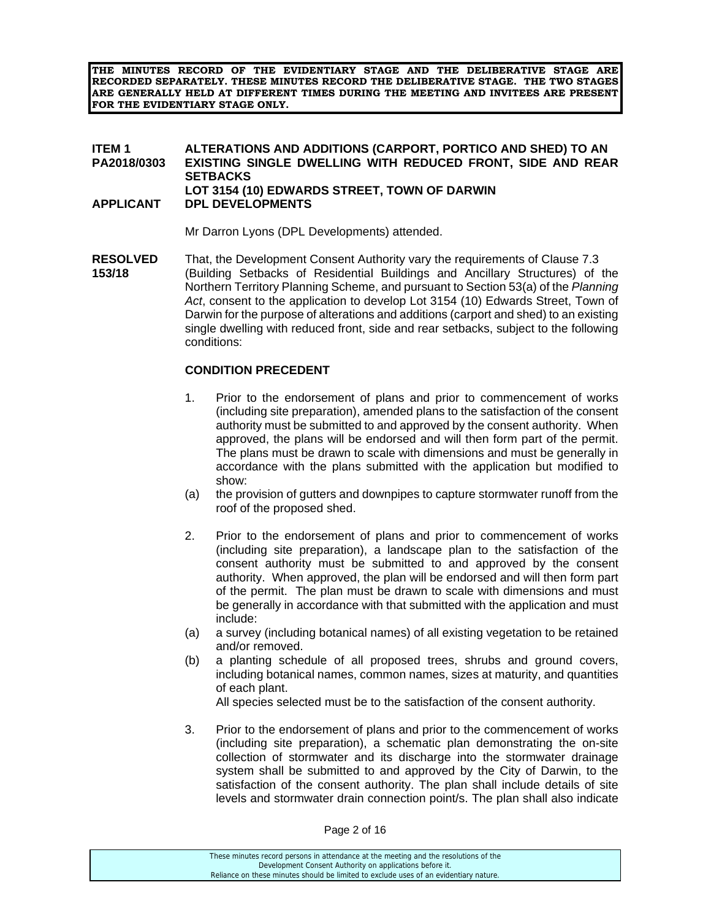**THE MINUTES RECORD OF THE EVIDENTIARY STAGE AND THE DELIBERATIVE STAGE ARE RECORDED SEPARATELY. THESE MINUTES RECORD THE DELIBERATIVE STAGE. THE TWO STAGES ARE GENERALLY HELD AT DIFFERENT TIMES DURING THE MEETING AND INVITEES ARE PRESENT FOR THE EVIDENTIARY STAGE ONLY.**

**ITEM 1 PA2018/0303** **ALTERATIONS AND ADDITIONS (CARPORT, PORTICO AND SHED) TO AN EXISTING SINGLE DWELLING WITH REDUCED FRONT, SIDE AND REAR SETBACKS**
**LOT 3154 (10) EDWARDS STREET, TOWN OF DARWIN**

**APPLICANT** **DPL DEVELOPMENTS**

Mr Darron Lyons (DPL Developments) attended.

**RESOLVED 153/18**

That, the Development Consent Authority vary the requirements of Clause 7.3 (Building Setbacks of Residential Buildings and Ancillary Structures) of the Northern Territory Planning Scheme, and pursuant to Section 53(a) of the *Planning Act*, consent to the application to develop Lot 3154 (10) Edwards Street, Town of Darwin for the purpose of alterations and additions (carport and shed) to an existing single dwelling with reduced front, side and rear setbacks, subject to the following conditions:

**CONDITION PRECEDENT**

1. Prior to the endorsement of plans and prior to commencement of works (including site preparation), amended plans to the satisfaction of the consent authority must be submitted to and approved by the consent authority. When approved, the plans will be endorsed and will then form part of the permit. The plans must be drawn to scale with dimensions and must be generally in accordance with the plans submitted with the application but modified to show:

   (a) the provision of gutters and downpipes to capture stormwater runoff from the roof of the proposed shed.

2. Prior to the endorsement of plans and prior to commencement of works (including site preparation), a landscape plan to the satisfaction of the consent authority must be submitted to and approved by the consent authority. When approved, the plan will be endorsed and will then form part of the permit. The plan must be drawn to scale with dimensions and must be generally in accordance with that submitted with the application and must include:

   (a) a survey (including botanical names) of all existing vegetation to be retained and/or removed.

   (b) a planting schedule of all proposed trees, shrubs and ground covers, including botanical names, common names, sizes at maturity, and quantities of each plant.

   All species selected must be to the satisfaction of the consent authority.

3. Prior to the endorsement of plans and prior to the commencement of works (including site preparation), a schematic plan demonstrating the on-site collection of stormwater and its discharge into the stormwater drainage system shall be submitted to and approved by the City of Darwin, to the satisfaction of the consent authority. The plan shall include details of site levels and stormwater drain connection point/s. The plan shall also indicate

These minutes record persons in attendance at the meeting and the resolutions of the Development Consent Authority on applications before it.
Reliance on these minutes should be limited to exclude uses of an evidentiary nature.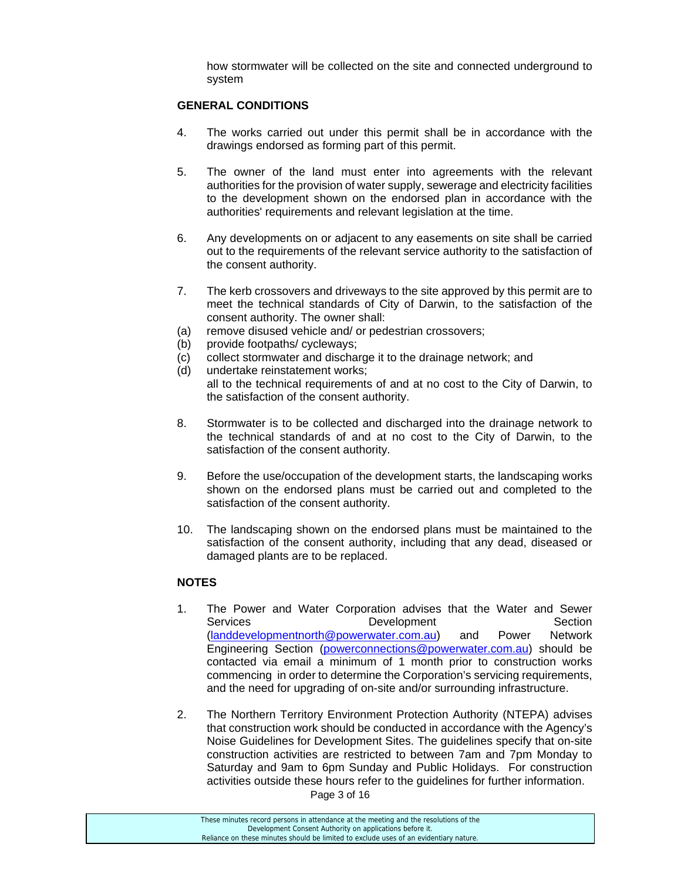how stormwater will be collected on the site and connected underground to system

**GENERAL CONDITIONS**

4. The works carried out under this permit shall be in accordance with the drawings endorsed as forming part of this permit.

5. The owner of the land must enter into agreements with the relevant authorities for the provision of water supply, sewerage and electricity facilities to the development shown on the endorsed plan in accordance with the authorities' requirements and relevant legislation at the time.

6. Any developments on or adjacent to any easements on site shall be carried out to the requirements of the relevant service authority to the satisfaction of the consent authority.

7. The kerb crossovers and driveways to the site approved by this permit are to meet the technical standards of City of Darwin, to the satisfaction of the consent authority. The owner shall:
(a) remove disused vehicle and/ or pedestrian crossovers;
(b) provide footpaths/ cycleways;
(c) collect stormwater and discharge it to the drainage network; and
(d) undertake reinstatement works;
all to the technical requirements of and at no cost to the City of Darwin, to the satisfaction of the consent authority.

8. Stormwater is to be collected and discharged into the drainage network to the technical standards of and at no cost to the City of Darwin, to the satisfaction of the consent authority.

9. Before the use/occupation of the development starts, the landscaping works shown on the endorsed plans must be carried out and completed to the satisfaction of the consent authority.

10. The landscaping shown on the endorsed plans must be maintained to the satisfaction of the consent authority, including that any dead, diseased or damaged plants are to be replaced.

**NOTES**

1. The Power and Water Corporation advises that the Water and Sewer Services Development Section (landdevelopmentnorth@powerwater.com.au) and Power Network Engineering Section (powerconnections@powerwater.com.au) should be contacted via email a minimum of 1 month prior to construction works commencing in order to determine the Corporation's servicing requirements, and the need for upgrading of on-site and/or surrounding infrastructure.

2. The Northern Territory Environment Protection Authority (NTEPA) advises that construction work should be conducted in accordance with the Agency's Noise Guidelines for Development Sites. The guidelines specify that on-site construction activities are restricted to between 7am and 7pm Monday to Saturday and 9am to 6pm Sunday and Public Holidays. For construction activities outside these hours refer to the guidelines for further information.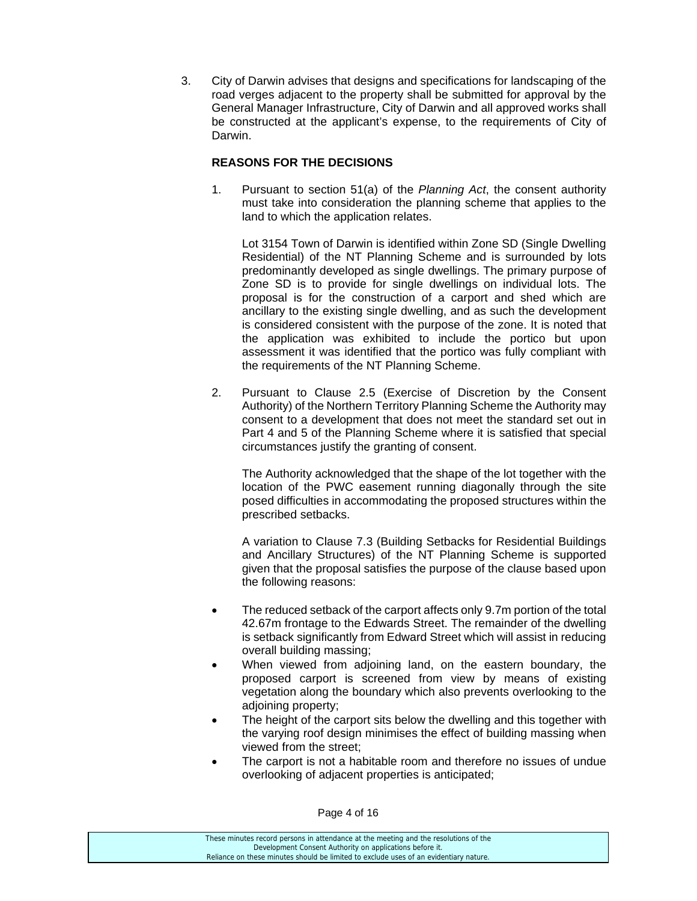3. City of Darwin advises that designs and specifications for landscaping of the road verges adjacent to the property shall be submitted for approval by the General Manager Infrastructure, City of Darwin and all approved works shall be constructed at the applicant's expense, to the requirements of City of Darwin.

**REASONS FOR THE DECISIONS**

1. Pursuant to section 51(a) of the *Planning Act*, the consent authority must take into consideration the planning scheme that applies to the land to which the application relates.

   Lot 3154 Town of Darwin is identified within Zone SD (Single Dwelling Residential) of the NT Planning Scheme and is surrounded by lots predominantly developed as single dwellings. The primary purpose of Zone SD is to provide for single dwellings on individual lots. The proposal is for the construction of a carport and shed which are ancillary to the existing single dwelling, and as such the development is considered consistent with the purpose of the zone. It is noted that the application was exhibited to include the portico but upon assessment it was identified that the portico was fully compliant with the requirements of the NT Planning Scheme.

2. Pursuant to Clause 2.5 (Exercise of Discretion by the Consent Authority) of the Northern Territory Planning Scheme the Authority may consent to a development that does not meet the standard set out in Part 4 and 5 of the Planning Scheme where it is satisfied that special circumstances justify the granting of consent.

   The Authority acknowledged that the shape of the lot together with the location of the PWC easement running diagonally through the site posed difficulties in accommodating the proposed structures within the prescribed setbacks.

   A variation to Clause 7.3 (Building Setbacks for Residential Buildings and Ancillary Structures) of the NT Planning Scheme is supported given that the proposal satisfies the purpose of the clause based upon the following reasons:

- The reduced setback of the carport affects only 9.7m portion of the total 42.67m frontage to the Edwards Street. The remainder of the dwelling is setback significantly from Edward Street which will assist in reducing overall building massing;
- When viewed from adjoining land, on the eastern boundary, the proposed carport is screened from view by means of existing vegetation along the boundary which also prevents overlooking to the adjoining property;
- The height of the carport sits below the dwelling and this together with the varying roof design minimises the effect of building massing when viewed from the street;
- The carport is not a habitable room and therefore no issues of undue overlooking of adjacent properties is anticipated;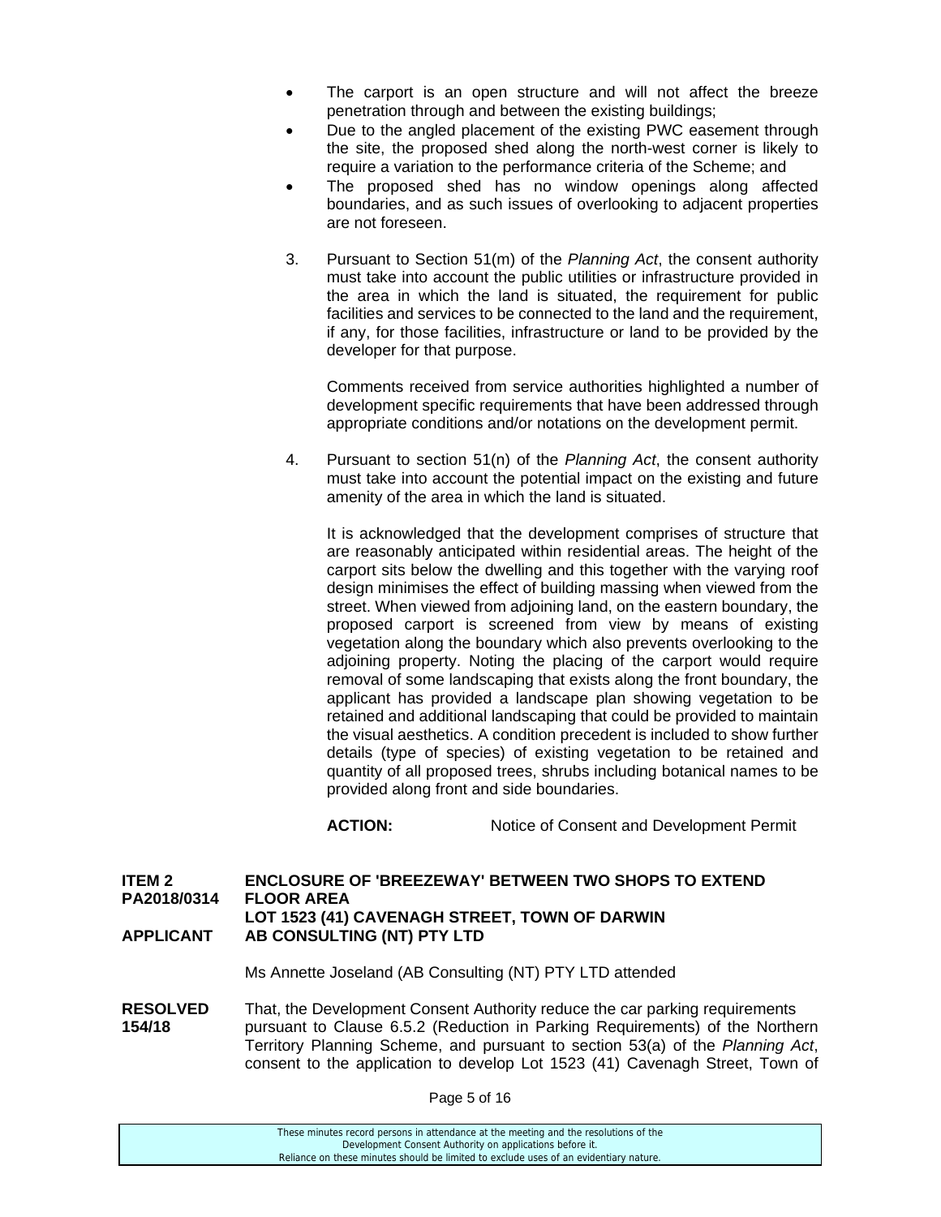- The carport is an open structure and will not affect the breeze penetration through and between the existing buildings;
- Due to the angled placement of the existing PWC easement through the site, the proposed shed along the north-west corner is likely to require a variation to the performance criteria of the Scheme; and
- The proposed shed has no window openings along affected boundaries, and as such issues of overlooking to adjacent properties are not foreseen.

3. Pursuant to Section 51(m) of the *Planning Act*, the consent authority must take into account the public utilities or infrastructure provided in the area in which the land is situated, the requirement for public facilities and services to be connected to the land and the requirement, if any, for those facilities, infrastructure or land to be provided by the developer for that purpose.

   Comments received from service authorities highlighted a number of development specific requirements that have been addressed through appropriate conditions and/or notations on the development permit.

4. Pursuant to section 51(n) of the *Planning Act*, the consent authority must take into account the potential impact on the existing and future amenity of the area in which the land is situated.

   It is acknowledged that the development comprises of structure that are reasonably anticipated within residential areas. The height of the carport sits below the dwelling and this together with the varying roof design minimises the effect of building massing when viewed from the street. When viewed from adjoining land, on the eastern boundary, the proposed carport is screened from view by means of existing vegetation along the boundary which also prevents overlooking to the adjoining property. Noting the placing of the carport would require removal of some landscaping that exists along the front boundary, the applicant has provided a landscape plan showing vegetation to be retained and additional landscaping that could be provided to maintain the visual aesthetics. A condition precedent is included to show further details (type of species) of existing vegetation to be retained and quantity of all proposed trees, shrubs including botanical names to be provided along front and side boundaries.

**ACTION:** Notice of Consent and Development Permit

**ITEM 2**
**PA2018/0314** **ENCLOSURE OF 'BREEZEWAY' BETWEEN TWO SHOPS TO EXTEND FLOOR AREA**
**LOT 1523 (41) CAVENAGH STREET, TOWN OF DARWIN**
**APPLICANT** **AB CONSULTING (NT) PTY LTD**

Ms Annette Joseland (AB Consulting (NT) PTY LTD attended

**RESOLVED 154/18** That, the Development Consent Authority reduce the car parking requirements pursuant to Clause 6.5.2 (Reduction in Parking Requirements) of the Northern Territory Planning Scheme, and pursuant to section 53(a) of the *Planning Act*, consent to the application to develop Lot 1523 (41) Cavenagh Street, Town of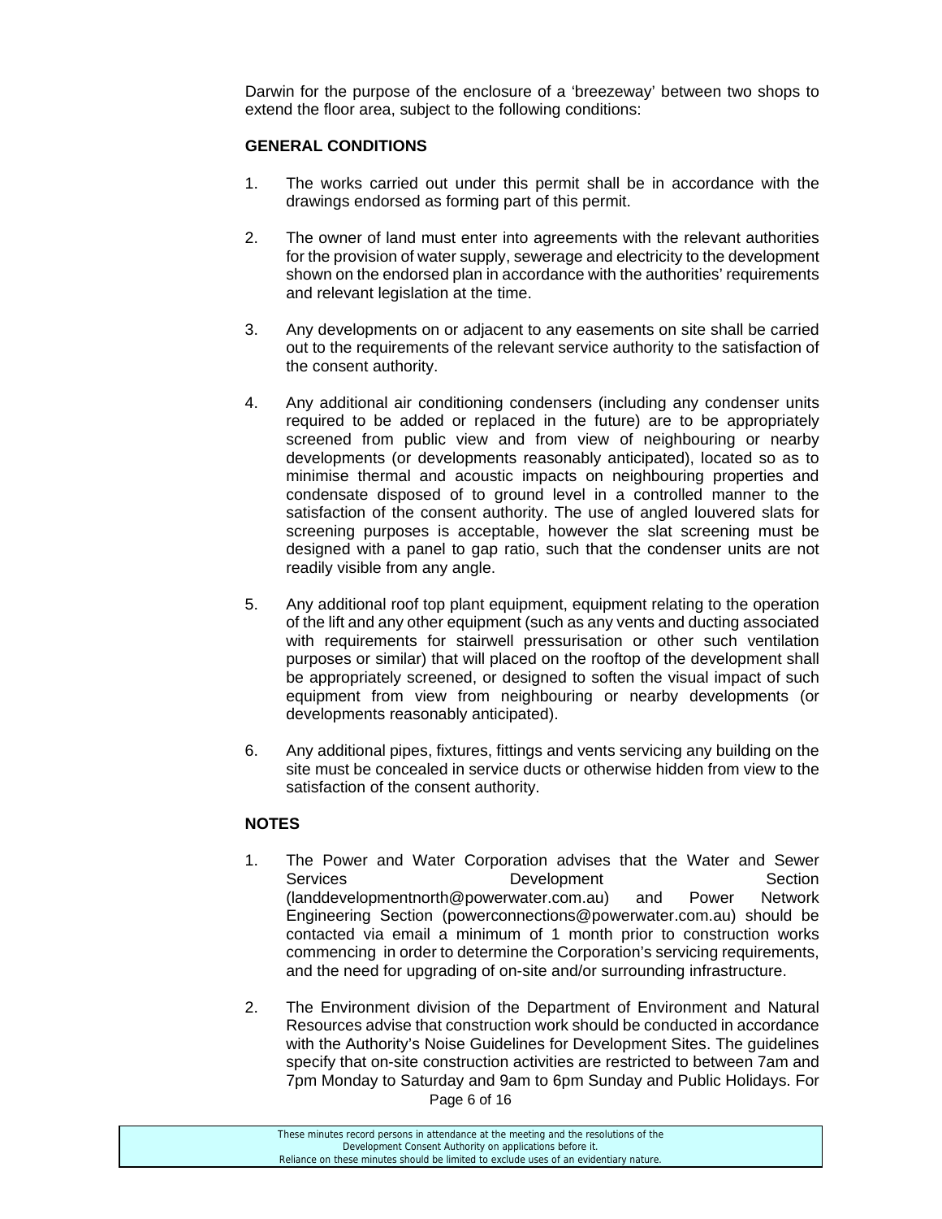Darwin for the purpose of the enclosure of a 'breezeway' between two shops to extend the floor area, subject to the following conditions:

**GENERAL CONDITIONS**

1. The works carried out under this permit shall be in accordance with the drawings endorsed as forming part of this permit.

2. The owner of land must enter into agreements with the relevant authorities for the provision of water supply, sewerage and electricity to the development shown on the endorsed plan in accordance with the authorities' requirements and relevant legislation at the time.

3. Any developments on or adjacent to any easements on site shall be carried out to the requirements of the relevant service authority to the satisfaction of the consent authority.

4. Any additional air conditioning condensers (including any condenser units required to be added or replaced in the future) are to be appropriately screened from public view and from view of neighbouring or nearby developments (or developments reasonably anticipated), located so as to minimise thermal and acoustic impacts on neighbouring properties and condensate disposed of to ground level in a controlled manner to the satisfaction of the consent authority. The use of angled louvered slats for screening purposes is acceptable, however the slat screening must be designed with a panel to gap ratio, such that the condenser units are not readily visible from any angle.

5. Any additional roof top plant equipment, equipment relating to the operation of the lift and any other equipment (such as any vents and ducting associated with requirements for stairwell pressurisation or other such ventilation purposes or similar) that will placed on the rooftop of the development shall be appropriately screened, or designed to soften the visual impact of such equipment from view from neighbouring or nearby developments (or developments reasonably anticipated).

6. Any additional pipes, fixtures, fittings and vents servicing any building on the site must be concealed in service ducts or otherwise hidden from view to the satisfaction of the consent authority.

**NOTES**

1. The Power and Water Corporation advises that the Water and Sewer Services Development Section (landdevelopmentnorth@powerwater.com.au) and Power Network Engineering Section (powerconnections@powerwater.com.au) should be contacted via email a minimum of 1 month prior to construction works commencing in order to determine the Corporation's servicing requirements, and the need for upgrading of on-site and/or surrounding infrastructure.

2. The Environment division of the Department of Environment and Natural Resources advise that construction work should be conducted in accordance with the Authority's Noise Guidelines for Development Sites. The guidelines specify that on-site construction activities are restricted to between 7am and 7pm Monday to Saturday and 9am to 6pm Sunday and Public Holidays. For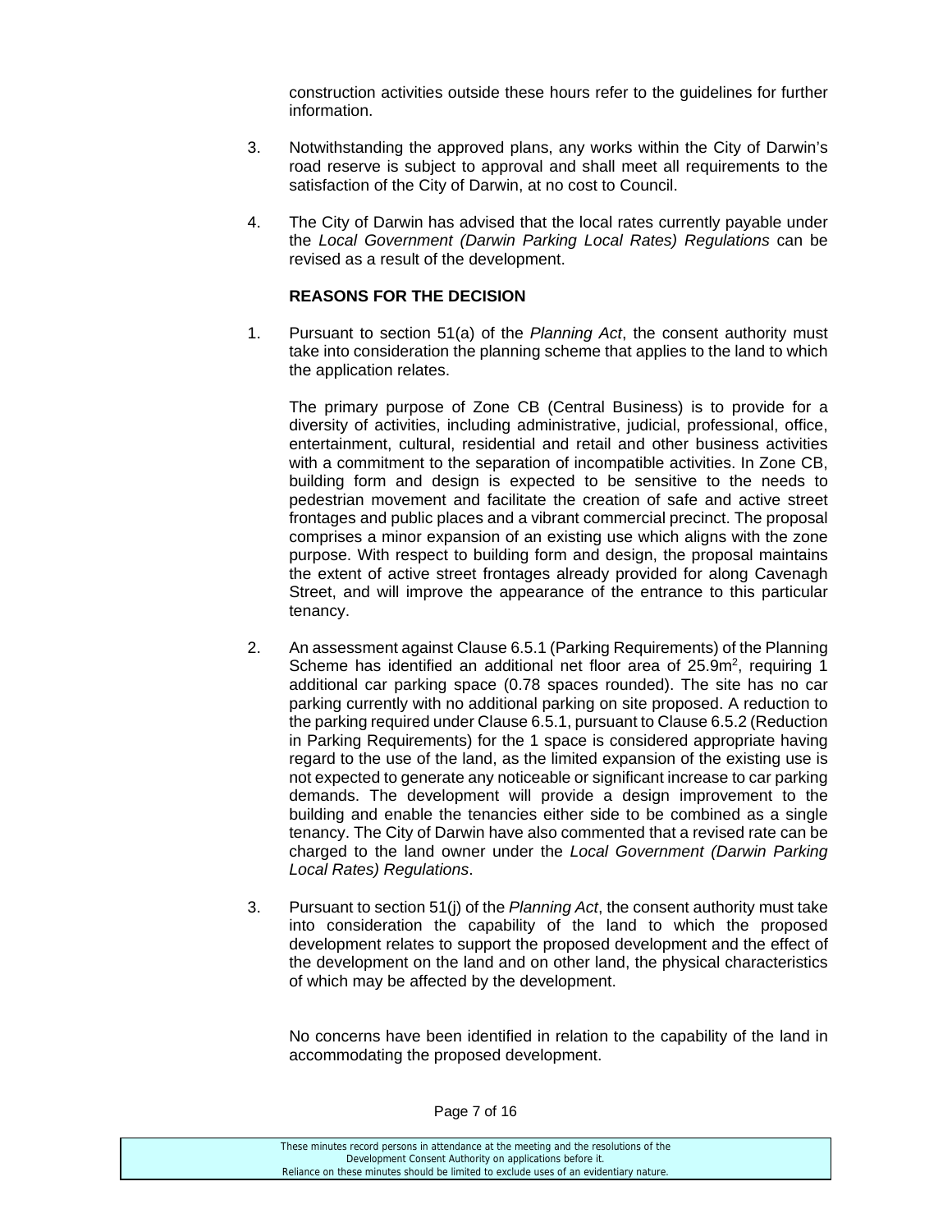construction activities outside these hours refer to the guidelines for further information.

3. Notwithstanding the approved plans, any works within the City of Darwin's road reserve is subject to approval and shall meet all requirements to the satisfaction of the City of Darwin, at no cost to Council.

4. The City of Darwin has advised that the local rates currently payable under the *Local Government (Darwin Parking Local Rates) Regulations* can be revised as a result of the development.

**REASONS FOR THE DECISION**

1. Pursuant to section 51(a) of the *Planning Act*, the consent authority must take into consideration the planning scheme that applies to the land to which the application relates.

   The primary purpose of Zone CB (Central Business) is to provide for a diversity of activities, including administrative, judicial, professional, office, entertainment, cultural, residential and retail and other business activities with a commitment to the separation of incompatible activities. In Zone CB, building form and design is expected to be sensitive to the needs to pedestrian movement and facilitate the creation of safe and active street frontages and public places and a vibrant commercial precinct. The proposal comprises a minor expansion of an existing use which aligns with the zone purpose. With respect to building form and design, the proposal maintains the extent of active street frontages already provided for along Cavenagh Street, and will improve the appearance of the entrance to this particular tenancy.

2. An assessment against Clause 6.5.1 (Parking Requirements) of the Planning Scheme has identified an additional net floor area of 25.9m$^2$, requiring 1 additional car parking space (0.78 spaces rounded). The site has no car parking currently with no additional parking on site proposed. A reduction to the parking required under Clause 6.5.1, pursuant to Clause 6.5.2 (Reduction in Parking Requirements) for the 1 space is considered appropriate having regard to the use of the land, as the limited expansion of the existing use is not expected to generate any noticeable or significant increase to car parking demands. The development will provide a design improvement to the building and enable the tenancies either side to be combined as a single tenancy. The City of Darwin have also commented that a revised rate can be charged to the land owner under the *Local Government (Darwin Parking Local Rates) Regulations*.

3. Pursuant to section 51(j) of the *Planning Act*, the consent authority must take into consideration the capability of the land to which the proposed development relates to support the proposed development and the effect of the development on the land and on other land, the physical characteristics of which may be affected by the development.

   No concerns have been identified in relation to the capability of the land in accommodating the proposed development.

These minutes record persons in attendance at the meeting and the resolutions of the Development Consent Authority on applications before it. Reliance on these minutes should be limited to exclude uses of an evidentiary nature.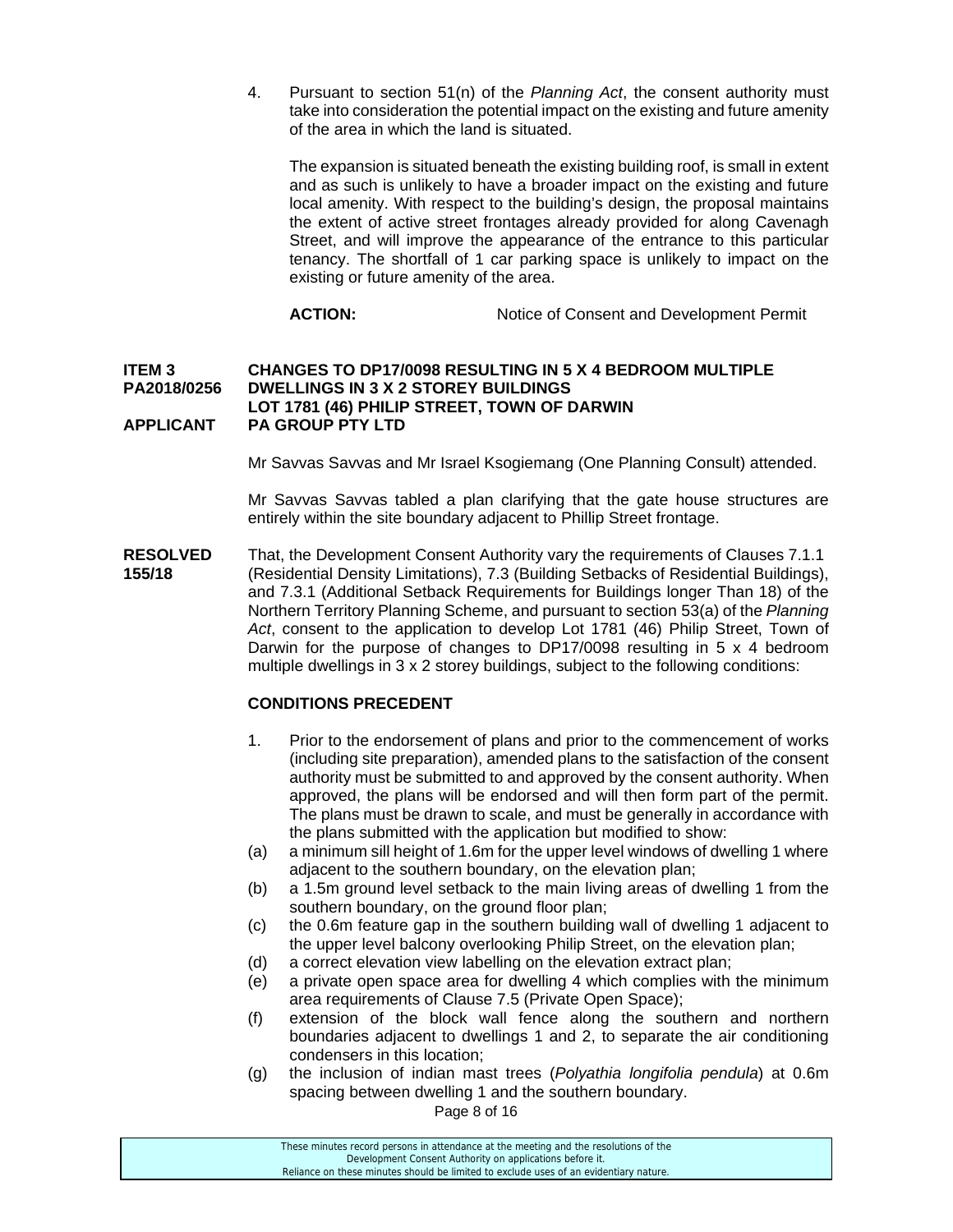4. Pursuant to section 51(n) of the *Planning Act*, the consent authority must take into consideration the potential impact on the existing and future amenity of the area in which the land is situated.

   The expansion is situated beneath the existing building roof, is small in extent and as such is unlikely to have a broader impact on the existing and future local amenity. With respect to the building's design, the proposal maintains the extent of active street frontages already provided for along Cavenagh Street, and will improve the appearance of the entrance to this particular tenancy. The shortfall of 1 car parking space is unlikely to impact on the existing or future amenity of the area.

   **ACTION:** Notice of Consent and Development Permit

**ITEM 3 PA2018/0256** **CHANGES TO DP17/0098 RESULTING IN 5 X 4 BEDROOM MULTIPLE DWELLINGS IN 3 X 2 STOREY BUILDINGS LOT 1781 (46) PHILIP STREET, TOWN OF DARWIN**
**APPLICANT** **PA GROUP PTY LTD**

Mr Savvas Savvas and Mr Israel Ksogiemang (One Planning Consult) attended.

Mr Savvas Savvas tabled a plan clarifying that the gate house structures are entirely within the site boundary adjacent to Phillip Street frontage.

**RESOLVED 155/18** That, the Development Consent Authority vary the requirements of Clauses 7.1.1 (Residential Density Limitations), 7.3 (Building Setbacks of Residential Buildings), and 7.3.1 (Additional Setback Requirements for Buildings longer Than 18) of the Northern Territory Planning Scheme, and pursuant to section 53(a) of the *Planning Act*, consent to the application to develop Lot 1781 (46) Philip Street, Town of Darwin for the purpose of changes to DP17/0098 resulting in 5 x 4 bedroom multiple dwellings in 3 x 2 storey buildings, subject to the following conditions:

**CONDITIONS PRECEDENT**

1. Prior to the endorsement of plans and prior to the commencement of works (including site preparation), amended plans to the satisfaction of the consent authority must be submitted to and approved by the consent authority. When approved, the plans will be endorsed and will then form part of the permit. The plans must be drawn to scale, and must be generally in accordance with the plans submitted with the application but modified to show:

   (a) a minimum sill height of 1.6m for the upper level windows of dwelling 1 where adjacent to the southern boundary, on the elevation plan;

   (b) a 1.5m ground level setback to the main living areas of dwelling 1 from the southern boundary, on the ground floor plan;

   (c) the 0.6m feature gap in the southern building wall of dwelling 1 adjacent to the upper level balcony overlooking Philip Street, on the elevation plan;

   (d) a correct elevation view labelling on the elevation extract plan;

   (e) a private open space area for dwelling 4 which complies with the minimum area requirements of Clause 7.5 (Private Open Space);

   (f) extension of the block wall fence along the southern and northern boundaries adjacent to dwellings 1 and 2, to separate the air conditioning condensers in this location;

   (g) the inclusion of indian mast trees (*Polyathia longifolia pendula*) at 0.6m spacing between dwelling 1 and the southern boundary.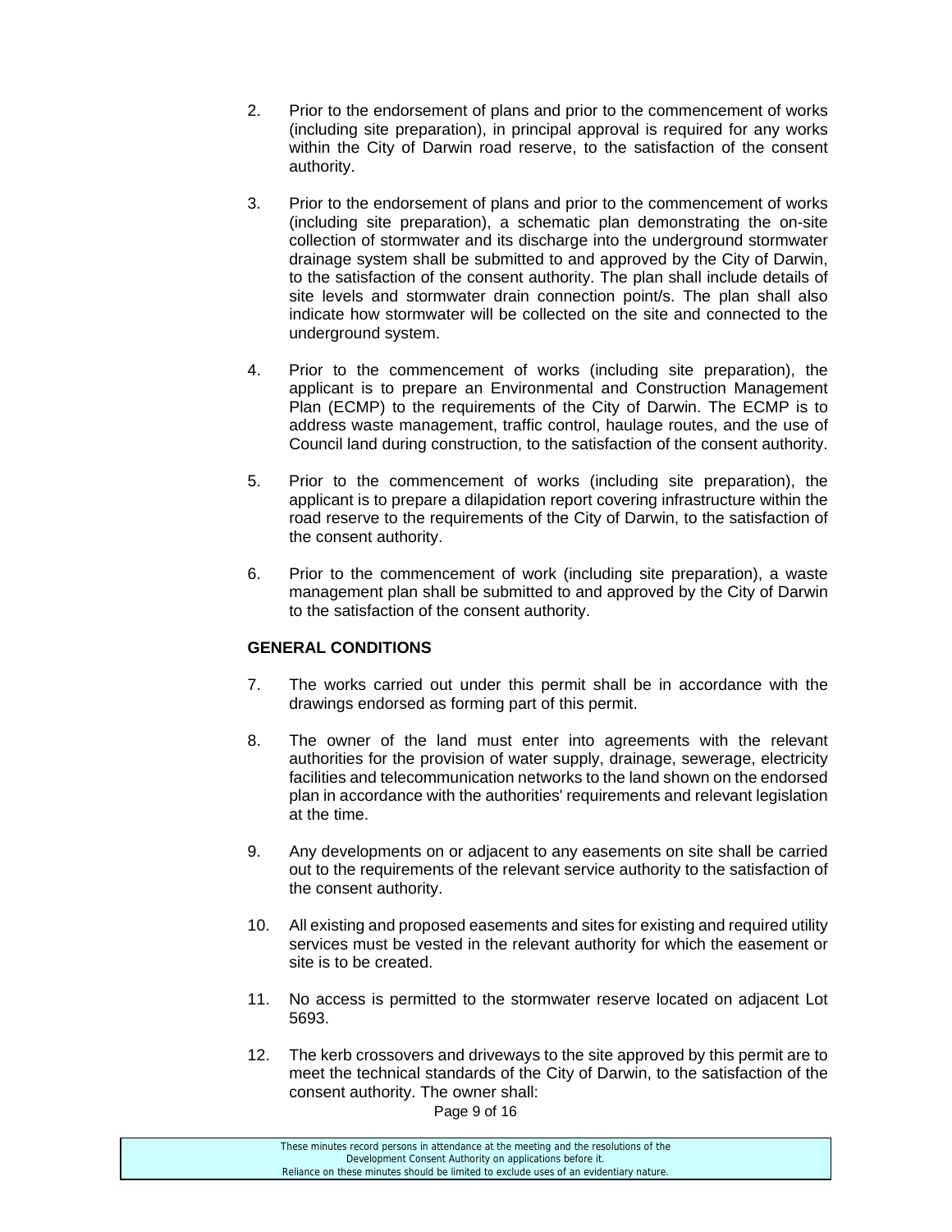2. Prior to the endorsement of plans and prior to the commencement of works (including site preparation), in principal approval is required for any works within the City of Darwin road reserve, to the satisfaction of the consent authority.

3. Prior to the endorsement of plans and prior to the commencement of works (including site preparation), a schematic plan demonstrating the on-site collection of stormwater and its discharge into the underground stormwater drainage system shall be submitted to and approved by the City of Darwin, to the satisfaction of the consent authority. The plan shall include details of site levels and stormwater drain connection point/s. The plan shall also indicate how stormwater will be collected on the site and connected to the underground system.

4. Prior to the commencement of works (including site preparation), the applicant is to prepare an Environmental and Construction Management Plan (ECMP) to the requirements of the City of Darwin. The ECMP is to address waste management, traffic control, haulage routes, and the use of Council land during construction, to the satisfaction of the consent authority.

5. Prior to the commencement of works (including site preparation), the applicant is to prepare a dilapidation report covering infrastructure within the road reserve to the requirements of the City of Darwin, to the satisfaction of the consent authority.

6. Prior to the commencement of work (including site preparation), a waste management plan shall be submitted to and approved by the City of Darwin to the satisfaction of the consent authority.

**GENERAL CONDITIONS**

7. The works carried out under this permit shall be in accordance with the drawings endorsed as forming part of this permit.

8. The owner of the land must enter into agreements with the relevant authorities for the provision of water supply, drainage, sewerage, electricity facilities and telecommunication networks to the land shown on the endorsed plan in accordance with the authorities' requirements and relevant legislation at the time.

9. Any developments on or adjacent to any easements on site shall be carried out to the requirements of the relevant service authority to the satisfaction of the consent authority.

10. All existing and proposed easements and sites for existing and required utility services must be vested in the relevant authority for which the easement or site is to be created.

11. No access is permitted to the stormwater reserve located on adjacent Lot 5693.

12. The kerb crossovers and driveways to the site approved by this permit are to meet the technical standards of the City of Darwin, to the satisfaction of the consent authority. The owner shall:

These minutes record persons in attendance at the meeting and the resolutions of the Development Consent Authority on applications before it.
Reliance on these minutes should be limited to exclude uses of an evidentiary nature.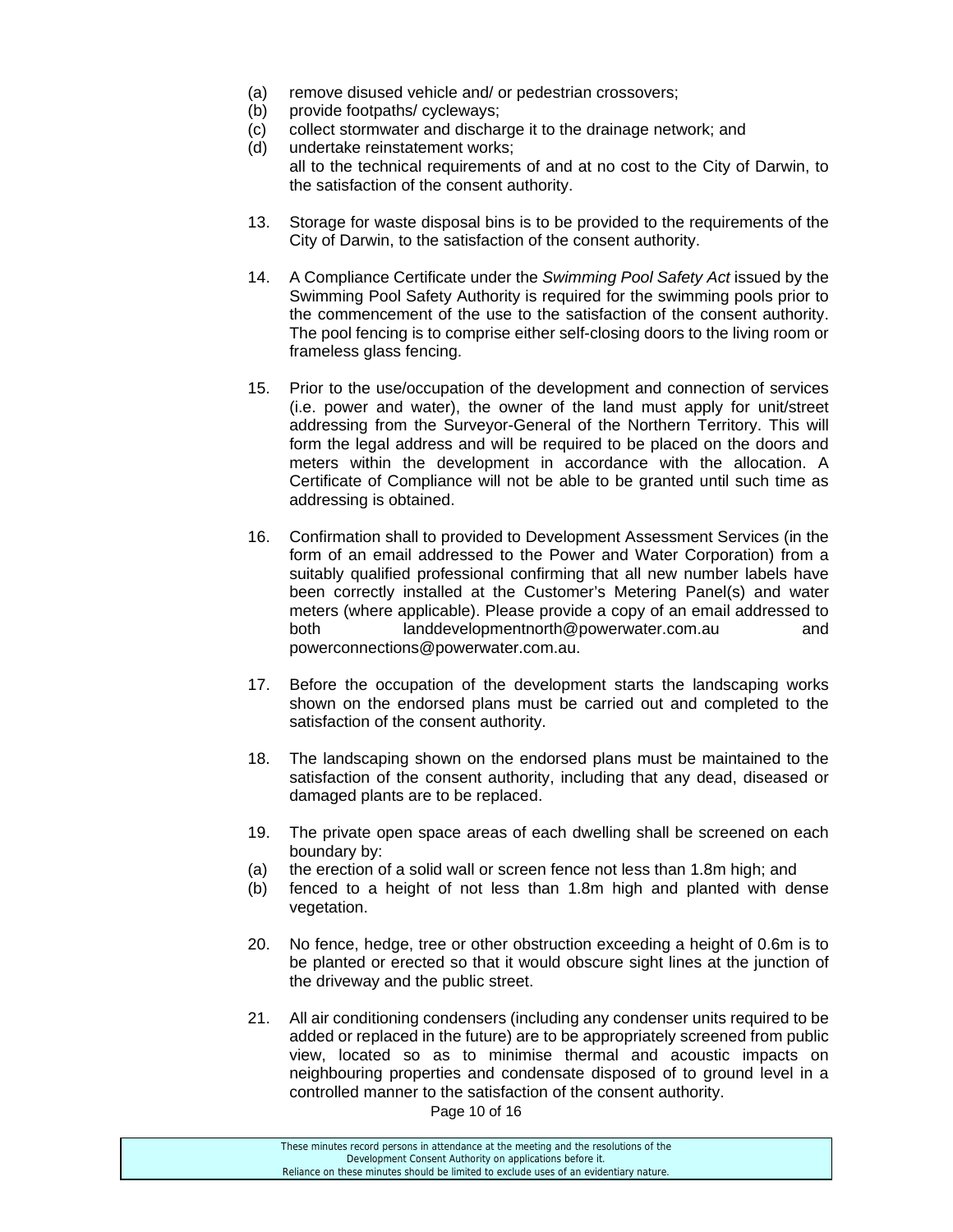(a) remove disused vehicle and/ or pedestrian crossovers;
(b) provide footpaths/ cycleways;
(c) collect stormwater and discharge it to the drainage network; and
(d) undertake reinstatement works;

all to the technical requirements of and at no cost to the City of Darwin, to the satisfaction of the consent authority.

13. Storage for waste disposal bins is to be provided to the requirements of the City of Darwin, to the satisfaction of the consent authority.

14. A Compliance Certificate under the *Swimming Pool Safety Act* issued by the Swimming Pool Safety Authority is required for the swimming pools prior to the commencement of the use to the satisfaction of the consent authority. The pool fencing is to comprise either self-closing doors to the living room or frameless glass fencing.

15. Prior to the use/occupation of the development and connection of services (i.e. power and water), the owner of the land must apply for unit/street addressing from the Surveyor-General of the Northern Territory. This will form the legal address and will be required to be placed on the doors and meters within the development in accordance with the allocation. A Certificate of Compliance will not be able to be granted until such time as addressing is obtained.

16. Confirmation shall to provided to Development Assessment Services (in the form of an email addressed to the Power and Water Corporation) from a suitably qualified professional confirming that all new number labels have been correctly installed at the Customer's Metering Panel(s) and water meters (where applicable). Please provide a copy of an email addressed to both landdevelopmentnorth@powerwater.com.au and powerconnections@powerwater.com.au.

17. Before the occupation of the development starts the landscaping works shown on the endorsed plans must be carried out and completed to the satisfaction of the consent authority.

18. The landscaping shown on the endorsed plans must be maintained to the satisfaction of the consent authority, including that any dead, diseased or damaged plants are to be replaced.

19. The private open space areas of each dwelling shall be screened on each boundary by:

(a) the erection of a solid wall or screen fence not less than 1.8m high; and
(b) fenced to a height of not less than 1.8m high and planted with dense vegetation.

20. No fence, hedge, tree or other obstruction exceeding a height of 0.6m is to be planted or erected so that it would obscure sight lines at the junction of the driveway and the public street.

21. All air conditioning condensers (including any condenser units required to be added or replaced in the future) are to be appropriately screened from public view, located so as to minimise thermal and acoustic impacts on neighbouring properties and condensate disposed of to ground level in a controlled manner to the satisfaction of the consent authority.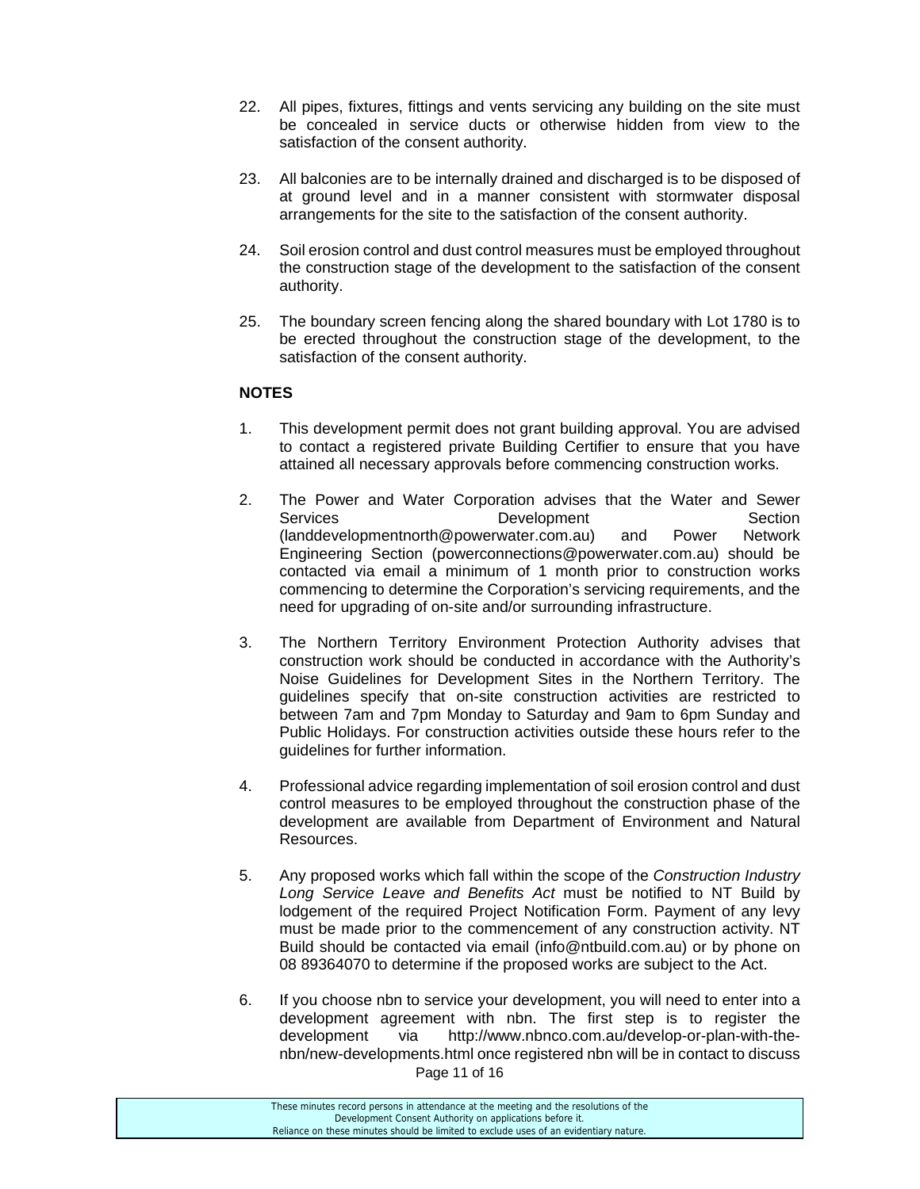22. All pipes, fixtures, fittings and vents servicing any building on the site must be concealed in service ducts or otherwise hidden from view to the satisfaction of the consent authority.

23. All balconies are to be internally drained and discharged is to be disposed of at ground level and in a manner consistent with stormwater disposal arrangements for the site to the satisfaction of the consent authority.

24. Soil erosion control and dust control measures must be employed throughout the construction stage of the development to the satisfaction of the consent authority.

25. The boundary screen fencing along the shared boundary with Lot 1780 is to be erected throughout the construction stage of the development, to the satisfaction of the consent authority.

**NOTES**

1. This development permit does not grant building approval. You are advised to contact a registered private Building Certifier to ensure that you have attained all necessary approvals before commencing construction works.

2. The Power and Water Corporation advises that the Water and Sewer Services Development Section (landdevelopmentnorth@powerwater.com.au) and Power Network Engineering Section (powerconnections@powerwater.com.au) should be contacted via email a minimum of 1 month prior to construction works commencing to determine the Corporation's servicing requirements, and the need for upgrading of on-site and/or surrounding infrastructure.

3. The Northern Territory Environment Protection Authority advises that construction work should be conducted in accordance with the Authority's Noise Guidelines for Development Sites in the Northern Territory. The guidelines specify that on-site construction activities are restricted to between 7am and 7pm Monday to Saturday and 9am to 6pm Sunday and Public Holidays. For construction activities outside these hours refer to the guidelines for further information.

4. Professional advice regarding implementation of soil erosion control and dust control measures to be employed throughout the construction phase of the development are available from Department of Environment and Natural Resources.

5. Any proposed works which fall within the scope of the *Construction Industry Long Service Leave and Benefits Act* must be notified to NT Build by lodgement of the required Project Notification Form. Payment of any levy must be made prior to the commencement of any construction activity. NT Build should be contacted via email (info@ntbuild.com.au) or by phone on 08 89364070 to determine if the proposed works are subject to the Act.

6. If you choose nbn to service your development, you will need to enter into a development agreement with nbn. The first step is to register the development via http://www.nbnco.com.au/develop-or-plan-with-the-nbn/new-developments.html once registered nbn will be in contact to discuss

These minutes record persons in attendance at the meeting and the resolutions of the Development Consent Authority on applications before it. Reliance on these minutes should be limited to exclude uses of an evidentiary nature.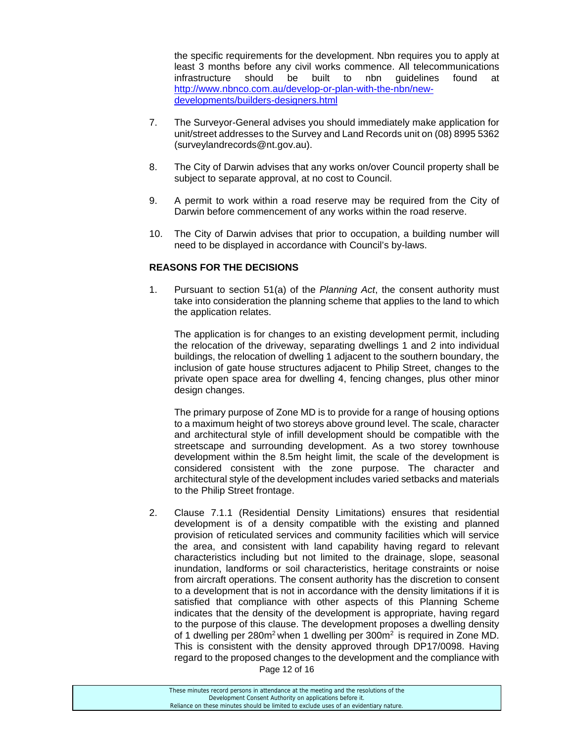the specific requirements for the development. Nbn requires you to apply at least 3 months before any civil works commence. All telecommunications infrastructure should be built to nbn guidelines found at [http://www.nbnco.com.au/develop-or-plan-with-the-nbn/new-developments/builders-designers.html](http://www.nbnco.com.au/develop-or-plan-with-the-nbn/new-developments/builders-designers.html)

7. The Surveyor-General advises you should immediately make application for unit/street addresses to the Survey and Land Records unit on (08) 8995 5362 (surveylandrecords@nt.gov.au).

8. The City of Darwin advises that any works on/over Council property shall be subject to separate approval, at no cost to Council.

9. A permit to work within a road reserve may be required from the City of Darwin before commencement of any works within the road reserve.

10. The City of Darwin advises that prior to occupation, a building number will need to be displayed in accordance with Council's by-laws.

**REASONS FOR THE DECISIONS**

1. Pursuant to section 51(a) of the *Planning Act*, the consent authority must take into consideration the planning scheme that applies to the land to which the application relates.

   The application is for changes to an existing development permit, including the relocation of the driveway, separating dwellings 1 and 2 into individual buildings, the relocation of dwelling 1 adjacent to the southern boundary, the inclusion of gate house structures adjacent to Philip Street, changes to the private open space area for dwelling 4, fencing changes, plus other minor design changes.

   The primary purpose of Zone MD is to provide for a range of housing options to a maximum height of two storeys above ground level. The scale, character and architectural style of infill development should be compatible with the streetscape and surrounding development. As a two storey townhouse development within the 8.5m height limit, the scale of the development is considered consistent with the zone purpose. The character and architectural style of the development includes varied setbacks and materials to the Philip Street frontage.

2. Clause 7.1.1 (Residential Density Limitations) ensures that residential development is of a density compatible with the existing and planned provision of reticulated services and community facilities which will service the area, and consistent with land capability having regard to relevant characteristics including but not limited to the drainage, slope, seasonal inundation, landforms or soil characteristics, heritage constraints or noise from aircraft operations. The consent authority has the discretion to consent to a development that is not in accordance with the density limitations if it is satisfied that compliance with other aspects of this Planning Scheme indicates that the density of the development is appropriate, having regard to the purpose of this clause. The development proposes a dwelling density of 1 dwelling per 280m$^2$ when 1 dwelling per 300m$^2$ is required in Zone MD. This is consistent with the density approved through DP17/0098. Having regard to the proposed changes to the development and the compliance with

These minutes record persons in attendance at the meeting and the resolutions of the Development Consent Authority on applications before it.
Reliance on these minutes should be limited to exclude uses of an evidentiary nature.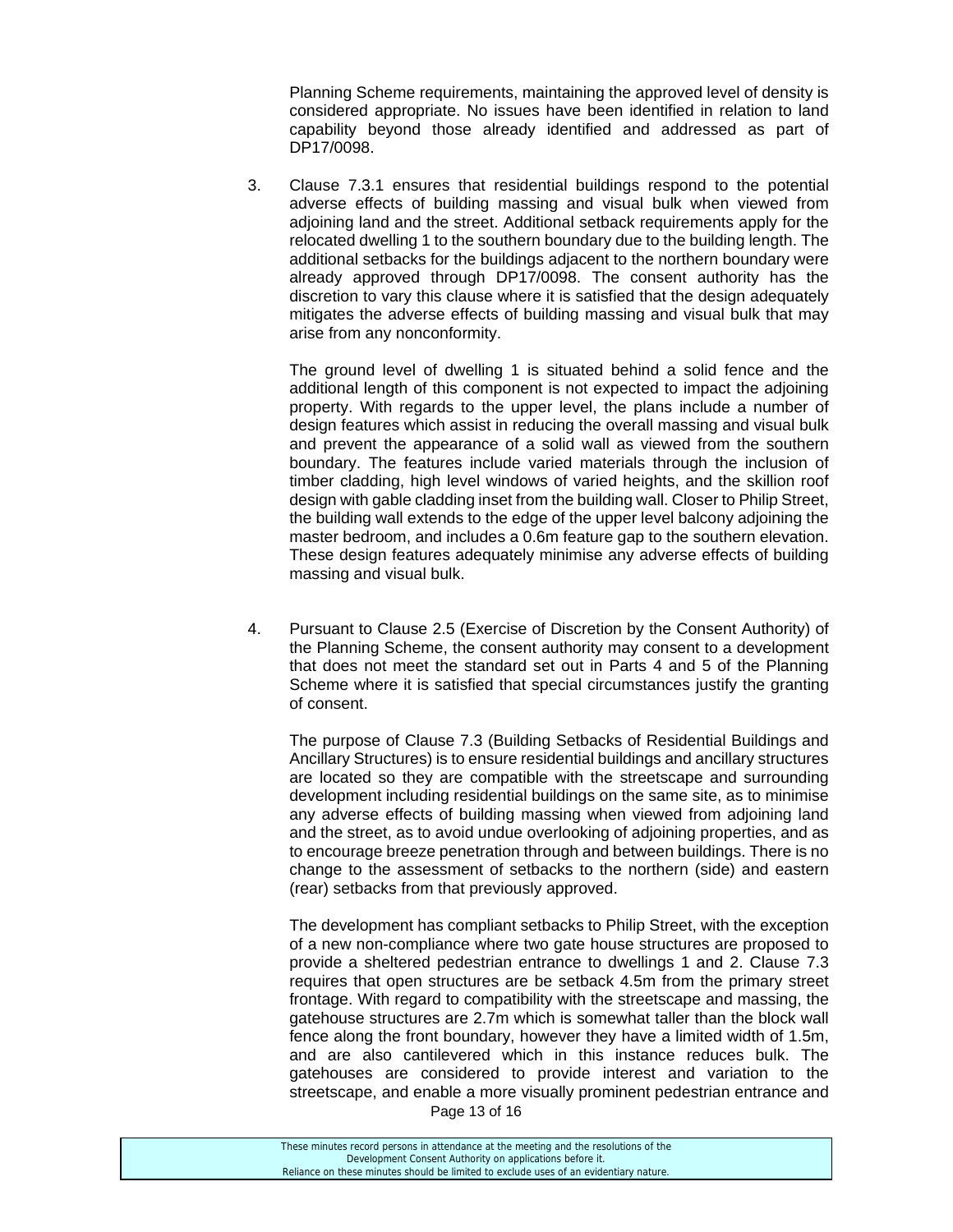Planning Scheme requirements, maintaining the approved level of density is considered appropriate. No issues have been identified in relation to land capability beyond those already identified and addressed as part of DP17/0098.

3. Clause 7.3.1 ensures that residential buildings respond to the potential adverse effects of building massing and visual bulk when viewed from adjoining land and the street. Additional setback requirements apply for the relocated dwelling 1 to the southern boundary due to the building length. The additional setbacks for the buildings adjacent to the northern boundary were already approved through DP17/0098. The consent authority has the discretion to vary this clause where it is satisfied that the design adequately mitigates the adverse effects of building massing and visual bulk that may arise from any nonconformity.

   The ground level of dwelling 1 is situated behind a solid fence and the additional length of this component is not expected to impact the adjoining property. With regards to the upper level, the plans include a number of design features which assist in reducing the overall massing and visual bulk and prevent the appearance of a solid wall as viewed from the southern boundary. The features include varied materials through the inclusion of timber cladding, high level windows of varied heights, and the skillion roof design with gable cladding inset from the building wall. Closer to Philip Street, the building wall extends to the edge of the upper level balcony adjoining the master bedroom, and includes a 0.6m feature gap to the southern elevation. These design features adequately minimise any adverse effects of building massing and visual bulk.

4. Pursuant to Clause 2.5 (Exercise of Discretion by the Consent Authority) of the Planning Scheme, the consent authority may consent to a development that does not meet the standard set out in Parts 4 and 5 of the Planning Scheme where it is satisfied that special circumstances justify the granting of consent.

   The purpose of Clause 7.3 (Building Setbacks of Residential Buildings and Ancillary Structures) is to ensure residential buildings and ancillary structures are located so they are compatible with the streetscape and surrounding development including residential buildings on the same site, as to minimise any adverse effects of building massing when viewed from adjoining land and the street, as to avoid undue overlooking of adjoining properties, and as to encourage breeze penetration through and between buildings. There is no change to the assessment of setbacks to the northern (side) and eastern (rear) setbacks from that previously approved.

   The development has compliant setbacks to Philip Street, with the exception of a new non-compliance where two gate house structures are proposed to provide a sheltered pedestrian entrance to dwellings 1 and 2. Clause 7.3 requires that open structures are be setback 4.5m from the primary street frontage. With regard to compatibility with the streetscape and massing, the gatehouse structures are 2.7m which is somewhat taller than the block wall fence along the front boundary, however they have a limited width of 1.5m, and are also cantilevered which in this instance reduces bulk. The gatehouses are considered to provide interest and variation to the streetscape, and enable a more visually prominent pedestrian entrance and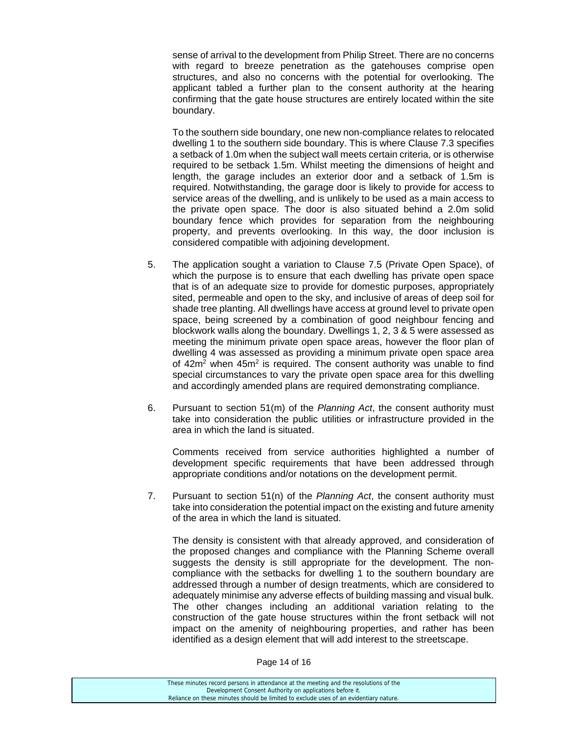sense of arrival to the development from Philip Street. There are no concerns with regard to breeze penetration as the gatehouses comprise open structures, and also no concerns with the potential for overlooking. The applicant tabled a further plan to the consent authority at the hearing confirming that the gate house structures are entirely located within the site boundary.

To the southern side boundary, one new non-compliance relates to relocated dwelling 1 to the southern side boundary. This is where Clause 7.3 specifies a setback of 1.0m when the subject wall meets certain criteria, or is otherwise required to be setback 1.5m. Whilst meeting the dimensions of height and length, the garage includes an exterior door and a setback of 1.5m is required. Notwithstanding, the garage door is likely to provide for access to service areas of the dwelling, and is unlikely to be used as a main access to the private open space. The door is also situated behind a 2.0m solid boundary fence which provides for separation from the neighbouring property, and prevents overlooking. In this way, the door inclusion is considered compatible with adjoining development.

5. The application sought a variation to Clause 7.5 (Private Open Space), of which the purpose is to ensure that each dwelling has private open space that is of an adequate size to provide for domestic purposes, appropriately sited, permeable and open to the sky, and inclusive of areas of deep soil for shade tree planting. All dwellings have access at ground level to private open space, being screened by a combination of good neighbour fencing and blockwork walls along the boundary. Dwellings 1, 2, 3 & 5 were assessed as meeting the minimum private open space areas, however the floor plan of dwelling 4 was assessed as providing a minimum private open space area of $42m^2$ when $45m^2$ is required. The consent authority was unable to find special circumstances to vary the private open space area for this dwelling and accordingly amended plans are required demonstrating compliance.

6. Pursuant to section 51(m) of the *Planning Act*, the consent authority must take into consideration the public utilities or infrastructure provided in the area in which the land is situated.

   Comments received from service authorities highlighted a number of development specific requirements that have been addressed through appropriate conditions and/or notations on the development permit.

7. Pursuant to section 51(n) of the *Planning Act*, the consent authority must take into consideration the potential impact on the existing and future amenity of the area in which the land is situated.

   The density is consistent with that already approved, and consideration of the proposed changes and compliance with the Planning Scheme overall suggests the density is still appropriate for the development. The non-compliance with the setbacks for dwelling 1 to the southern boundary are addressed through a number of design treatments, which are considered to adequately minimise any adverse effects of building massing and visual bulk. The other changes including an additional variation relating to the construction of the gate house structures within the front setback will not impact on the amenity of neighbouring properties, and rather has been identified as a design element that will add interest to the streetscape.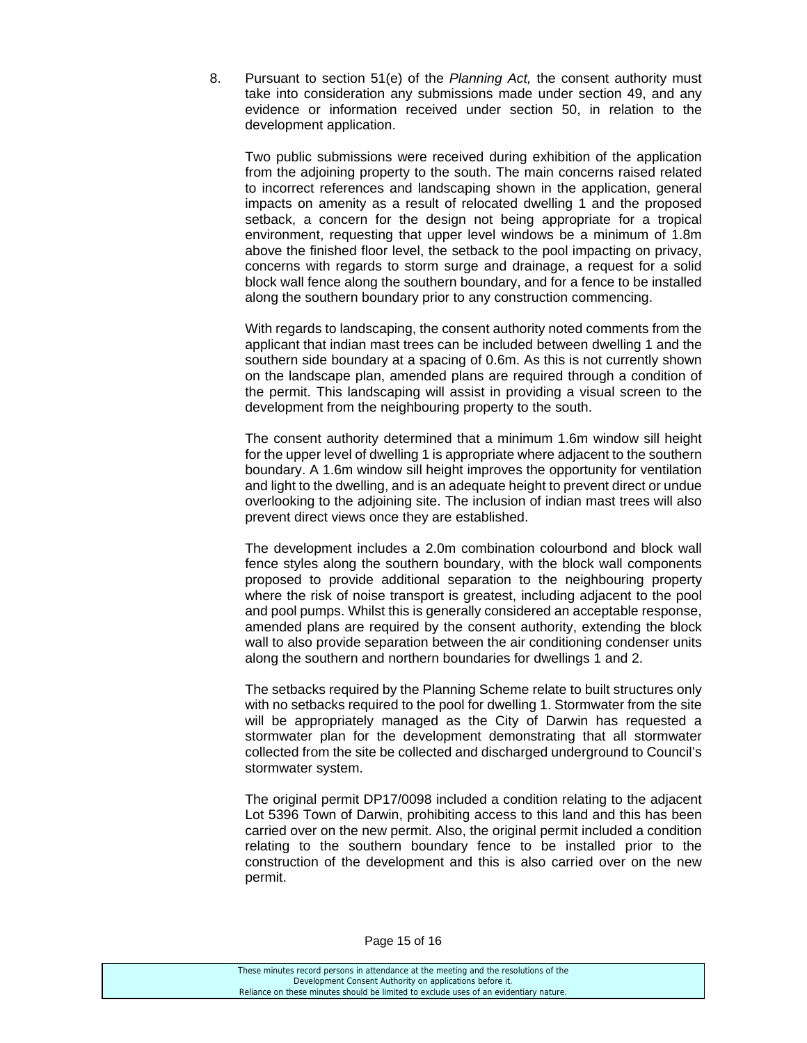8. Pursuant to section 51(e) of the *Planning Act,* the consent authority must take into consideration any submissions made under section 49, and any evidence or information received under section 50, in relation to the development application.

   Two public submissions were received during exhibition of the application from the adjoining property to the south. The main concerns raised related to incorrect references and landscaping shown in the application, general impacts on amenity as a result of relocated dwelling 1 and the proposed setback, a concern for the design not being appropriate for a tropical environment, requesting that upper level windows be a minimum of 1.8m above the finished floor level, the setback to the pool impacting on privacy, concerns with regards to storm surge and drainage, a request for a solid block wall fence along the southern boundary, and for a fence to be installed along the southern boundary prior to any construction commencing.

   With regards to landscaping, the consent authority noted comments from the applicant that indian mast trees can be included between dwelling 1 and the southern side boundary at a spacing of 0.6m. As this is not currently shown on the landscape plan, amended plans are required through a condition of the permit. This landscaping will assist in providing a visual screen to the development from the neighbouring property to the south.

   The consent authority determined that a minimum 1.6m window sill height for the upper level of dwelling 1 is appropriate where adjacent to the southern boundary. A 1.6m window sill height improves the opportunity for ventilation and light to the dwelling, and is an adequate height to prevent direct or undue overlooking to the adjoining site. The inclusion of indian mast trees will also prevent direct views once they are established.

   The development includes a 2.0m combination colourbond and block wall fence styles along the southern boundary, with the block wall components proposed to provide additional separation to the neighbouring property where the risk of noise transport is greatest, including adjacent to the pool and pool pumps. Whilst this is generally considered an acceptable response, amended plans are required by the consent authority, extending the block wall to also provide separation between the air conditioning condenser units along the southern and northern boundaries for dwellings 1 and 2.

   The setbacks required by the Planning Scheme relate to built structures only with no setbacks required to the pool for dwelling 1. Stormwater from the site will be appropriately managed as the City of Darwin has requested a stormwater plan for the development demonstrating that all stormwater collected from the site be collected and discharged underground to Council's stormwater system.

   The original permit DP17/0098 included a condition relating to the adjacent Lot 5396 Town of Darwin, prohibiting access to this land and this has been carried over on the new permit. Also, the original permit included a condition relating to the southern boundary fence to be installed prior to the construction of the development and this is also carried over on the new permit.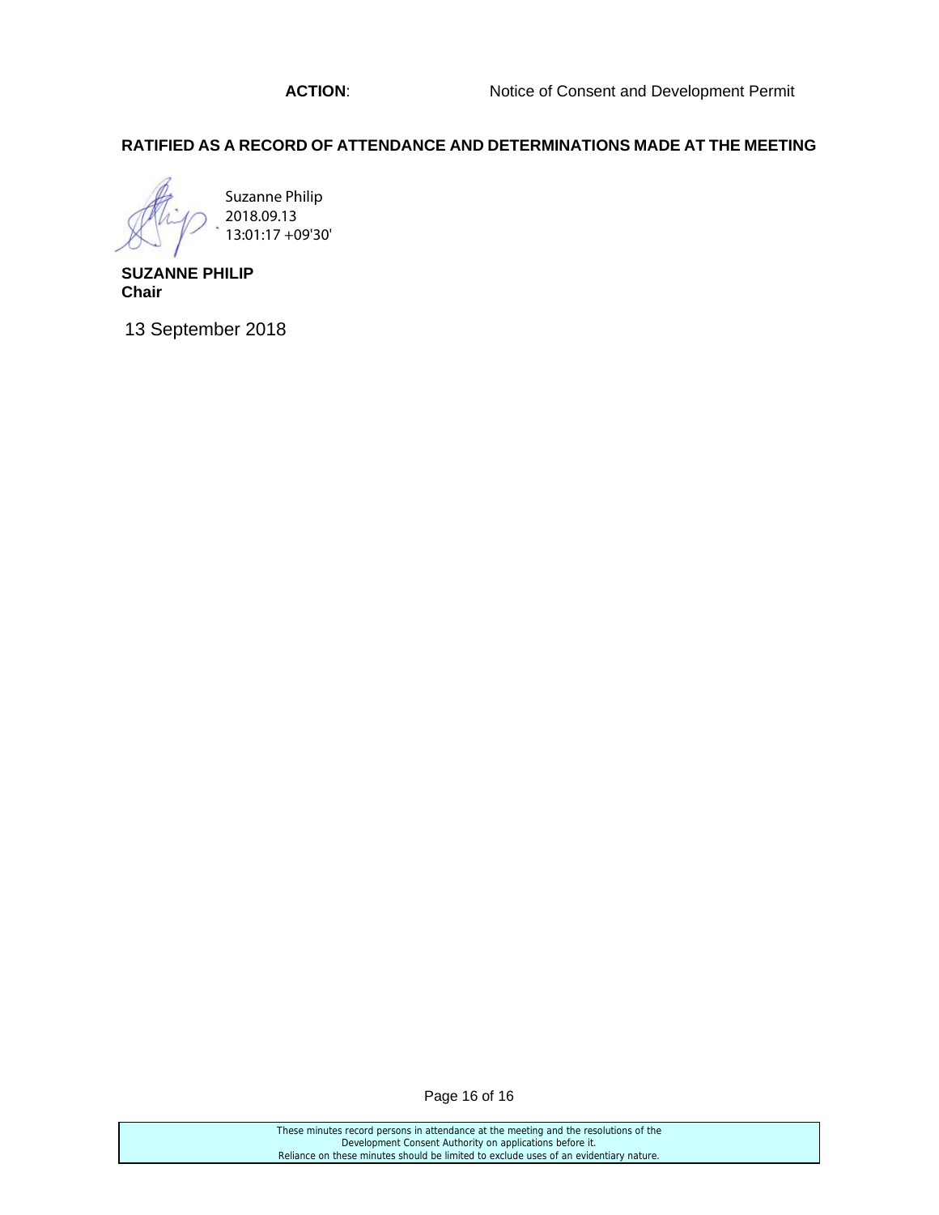**ACTION**: Notice of Consent and Development Permit

**RATIFIED AS A RECORD OF ATTENDANCE AND DETERMINATIONS MADE AT THE MEETING**

Suzanne Philip
2018.09.13
13:01:17 +09'30'

**SUZANNE PHILIP**
**Chair**

13 September 2018

These minutes record persons in attendance at the meeting and the resolutions of the Development Consent Authority on applications before it.
Reliance on these minutes should be limited to exclude uses of an evidentiary nature.